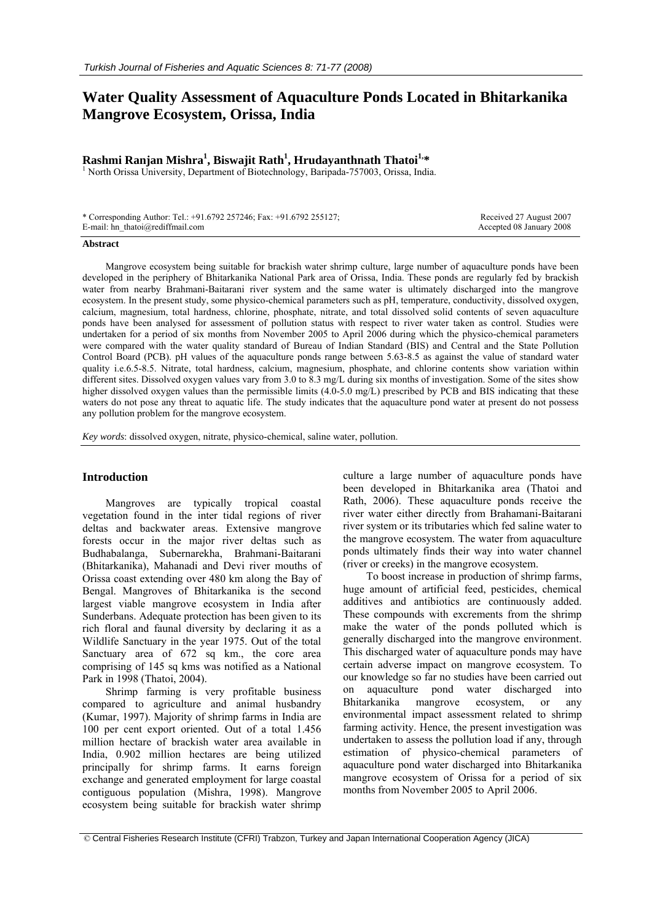# Water Quality Assessment of Aquaculture Ponds Located in Bhitarkanika Mangrove Ecosystem, Orissa, India

**Rashmi Ranjan Mishra[1], Biswajit Rath[1], Hrudayanthnath Thatoi[1,*]**

[1] North Orissa University, Department of Biotechnology, Baripada-757003, Orissa, India.

\* Corresponding Author: Tel.: +91.6792 257246; Fax: +91.6792 255127;
E-mail: hn_thatoi@rediffmail.com

Received 27 August 2007
Accepted 08 January 2008

**Abstract**

Mangrove ecosystem being suitable for brackish water shrimp culture, large number of aquaculture ponds have been developed in the periphery of Bhitarkanika National Park area of Orissa, India. These ponds are regularly fed by brackish water from nearby Brahmani-Baitarani river system and the same water is ultimately discharged into the mangrove ecosystem. In the present study, some physico-chemical parameters such as pH, temperature, conductivity, dissolved oxygen, calcium, magnesium, total hardness, chlorine, phosphate, nitrate, and total discharged solid contents of seven aquaculture ponds have been analysed for assessment of pollution status with respect to river water taken as control. Studies were undertaken for a period of six months from November 2005 to April 2006 during which the physico-chemical parameters were compared with the water quality standard of Bureau of Indian Standard (BIS) and Central and the State Pollution Control Board (PCB). pH values of the aquaculture ponds range between 5.63-8.5 as against the value of standard water quality i.e.6.5-8.5. Nitrate, total hardness, calcium, magnesium, phosphate, and chlorine contents show variation within different sites. Dissolved oxygen values vary from 3.0 to 8.3 mg/L during six months of investigation. Some of the sites show higher dissolved oxygen values than the permissible limits (4.0-5.0 mg/L) prescribed by PCB and BIS indicating that these waters do not pose any threat to aquatic life. The study indicates that the aquaculture pond water at present do not possess any pollution problem for the mangrove ecosystem.

*Key words*: dissolved oxygen, nitrate, physico-chemical, saline water, pollution.

## Introduction

Mangroves are typically tropical coastal vegetation found in the inter tidal regions of river deltas and backwater areas. Extensive mangrove forests occur in the major river deltas such as Budhabalanga, Subernarekha, Brahmani-Baitarani (Bhitarkanika), Mahanadi and Devi river mouths of Orissa coast extending over 480 km along the Bay of Bengal. Mangroves of Bhitarkanika is the second largest viable mangrove ecosystem in India after Sunderbans. Adequate protection has been given to its rich floral and faunal diversity by declaring it as a Wildlife Sanctuary in the year 1975. Out of the total Sanctuary area of 672 sq km., the core area comprising of 145 sq kms was notified as a National Park in 1998 (Thatoi, 2004).

Shrimp farming is very profitable business compared to agriculture and animal husbandry (Kumar, 1997). Majority of shrimp farms in India are 100 per cent export oriented. Out of a total 1.456 million hectare of brackish water area available in India, 0.902 million hectares are being utilized principally for shrimp farms. It earns foreign exchange and generated employment for large coastal contiguous population (Mishra, 1998). Mangrove ecosystem being suitable for brackish water shrimp culture a large number of aquaculture ponds have been developed in Bhitarkanika area (Thatoi and Rath, 2006). These aquaculture ponds receive the river water either directly from Brahamani-Baitarani river system or its tributaries which fed saline water to the mangrove ecosystem. The water from aquaculture ponds ultimately finds their way into water channel (river or creeks) in the mangrove ecosystem.

To boost increase in production of shrimp farms, huge amount of artificial feed, pesticides, chemical additives and antibiotics are continuously added. These compounds with excrements from the shrimp make the water of the ponds polluted which is generally discharged into the mangrove environment. This discharged water of aquaculture ponds may have certain adverse impact on mangrove ecosystem. To our knowledge so far no studies have been carried out on aquaculture pond water discharged into Bhitarkanika mangrove ecosystem, or any environmental impact assessment related to shrimp farming activity. Hence, the present investigation was undertaken to assess the pollution load if any, through estimation of physico-chemical parameters of aquaculture pond water discharged into Bhitarkanika mangrove ecosystem of Orissa for a period of six months from November 2005 to April 2006.

© Central Fisheries Research Institute (CFRI) Trabzon, Turkey and Japan International Cooperation Agency (JICA)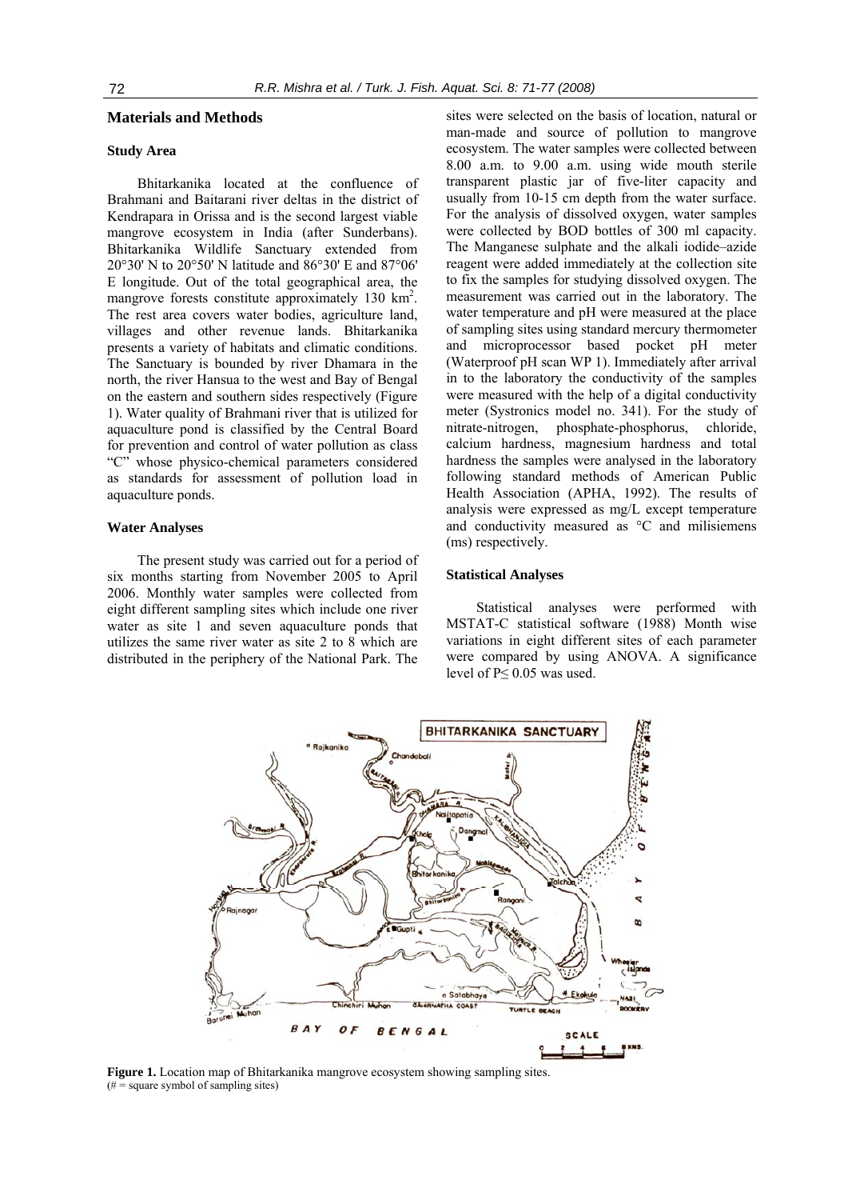## Materials and Methods

### Study Area

Bhitarkanika located at the confluence of Brahmani and Baitarani river deltas in the district of Kendrapara in Orissa and is the second largest viable mangrove ecosystem in India (after Sunderbans). Bhitarkanika Wildlife Sanctuary extended from 20°30' N to 20°50' N latitude and 86°30' E and 87°06' E longitude. Out of the total geographical area, the mangrove forests constitute approximately 130 $km^2$. The rest area covers water bodies, agriculture land, villages and other revenue lands. Bhitarkanika presents a variety of habitats and climatic conditions. The Sanctuary is bounded by river Dhamara in the north, the river Hansua to the west and Bay of Bengal on the eastern and southern sides respectively (Figure 1). Water quality of Brahmani river that is utilized for aquaculture pond is classified by the Central Board for prevention and control of water pollution as class "C" whose physico-chemical parameters considered as standards for assessment of pollution load in aquaculture ponds.

### Water Analyses

The present study was carried out for a period of six months starting from November 2005 to April 2006. Monthly water samples were collected from eight different sampling sites which include one river water as site 1 and seven aquaculture ponds that utilizes the same river water as site 2 to 8 which are distributed in the periphery of the National Park. The sites were selected on the basis of location, natural or man-made and source of pollution to mangrove ecosystem. The water samples were collected between 8.00 a.m. to 9.00 a.m. using wide mouth sterile transparent plastic jar of five-liter capacity and usually from 10-15 cm depth from the water surface. For the analysis of dissolved oxygen, water samples were collected by BOD bottles of 300 ml capacity. The Manganese sulphate and the alkali iodide–azide reagent were added immediately at the collection site to fix the samples for studying dissolved oxygen. The measurement was carried out in the laboratory. The water temperature and pH were measured at the place of sampling sites using standard mercury thermometer and microprocessor based pocket pH meter (Waterproof pH scan WP 1). Immediately after arrival in to the laboratory the conductivity of the samples were measured with the help of a digital conductivity meter (Systronics model no. 341). For the study of nitrate-nitrogen, phosphate-phosphorus, chloride, calcium hardness, magnesium hardness and total hardness the samples were analysed in the laboratory following standard methods of American Public Health Association (APHA, 1992). The results of analysis were expressed as mg/L except temperature and conductivity measured as °C and milisiemens (ms) respectively.

### Statistical Analyses

Statistical analyses were performed with MSTAT-C statistical software (1988) Month wise variations in eight different sites of each parameter were compared by using ANOVA. A significance level of $P \leq 0.05$ was used.

**Figure 1.** Location map of Bhitarkanika mangrove ecosystem showing sampling sites.
(# = square symbol of sampling sites)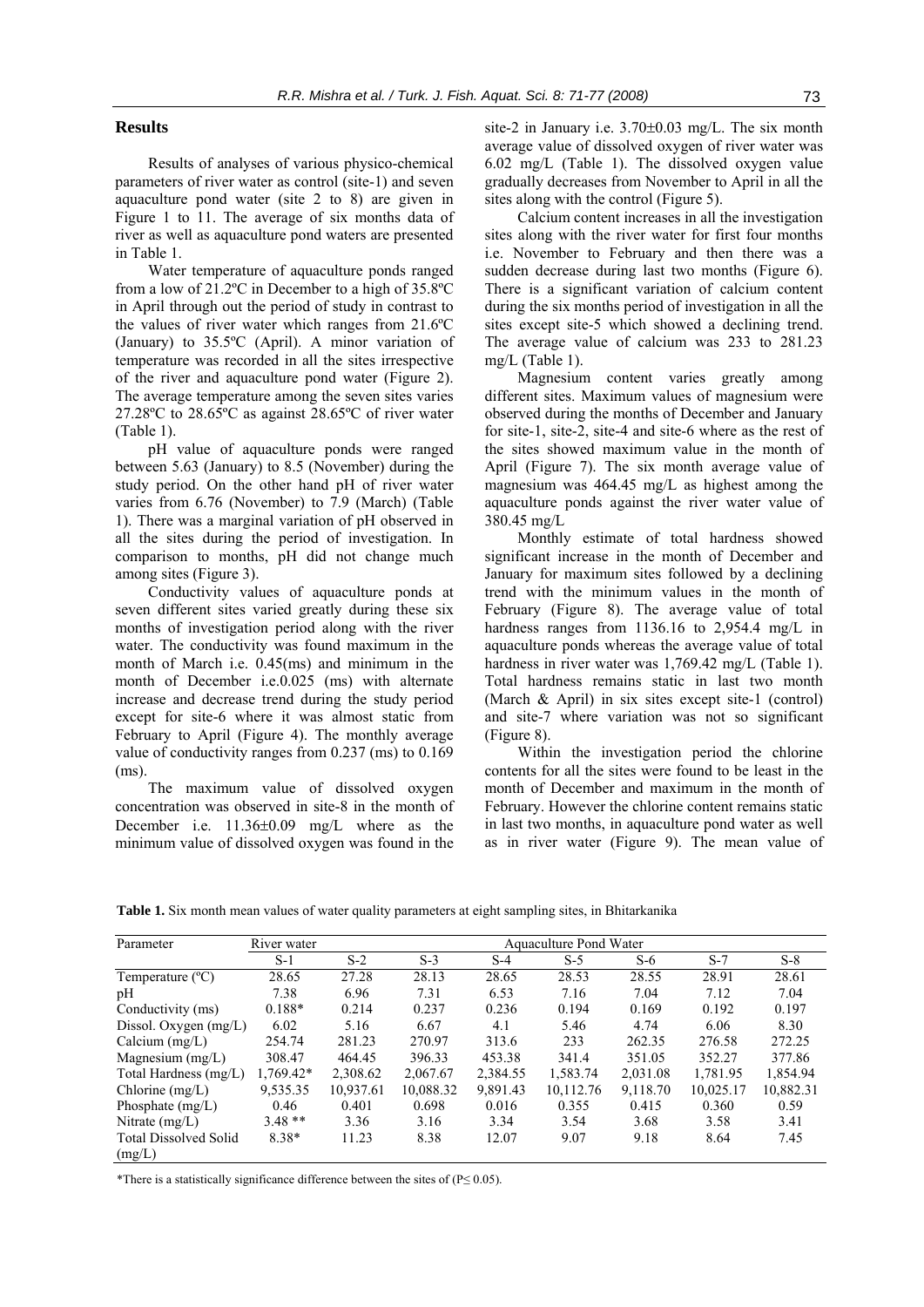## Results

Results of analyses of various physico-chemical parameters of river water as control (site-1) and seven aquaculture pond water (site 2 to 8) are given in Figure 1 to 11. The average of six months data of river as well as aquaculture pond waters are presented in Table 1.

Water temperature of aquaculture ponds ranged from a low of 21.2ºC in December to a high of 35.8ºC in April through out the period of study in contrast to the values of river water which ranges from 21.6ºC (January) to 35.5ºC (April). A minor variation of temperature was recorded in all the sites irrespective of the river and aquaculture pond water (Figure 2). The average temperature among the seven sites varies 27.28ºC to 28.65ºC as against 28.65ºC of river water (Table 1).

pH value of aquaculture ponds were ranged between 5.63 (January) to 8.5 (November) during the study period. On the other hand pH of river water varies from 6.76 (November) to 7.9 (March) (Table 1). There was a marginal variation of pH observed in all the sites during the period of investigation. In comparison to months, pH did not change much among sites (Figure 3).

Conductivity values of aquaculture ponds at seven different sites varied greatly during these six months of investigation period along with the river water. The conductivity was found maximum in the month of March i.e. 0.45(ms) and minimum in the month of December i.e.0.025 (ms) with alternate increase and decrease trend during the study period except for site-6 where it was almost static from February to April (Figure 4). The monthly average value of conductivity ranges from 0.237 (ms) to 0.169 (ms).

The maximum value of dissolved oxygen concentration was observed in site-8 in the month of December i.e. 11.36±0.09 mg/L where as the minimum value of dissolved oxygen was found in the site-2 in January i.e. 3.70±0.03 mg/L. The six month average value of dissolved oxygen of river water was 6.02 mg/L (Table 1). The dissolved oxygen value gradually decreases from November to April in all the sites along with the control (Figure 5).

Calcium content increases in all the investigation sites along with the river water for first four months i.e. November to February and then there was a sudden decrease during last two months (Figure 6). There is a significant variation of calcium content during the six months period of investigation in all the sites except site-5 which showed a declining trend. The average value of calcium was 233 to 281.23 mg/L (Table 1).

Magnesium content varies greatly among different sites. Maximum values of magnesium were observed during the months of December and January for site-1, site-2, site-4 and site-6 where as the rest of the sites showed maximum value in the month of April (Figure 7). The six month average value of magnesium was 464.45 mg/L as highest among the aquaculture ponds against the river water value of 380.45 mg/L

Monthly estimate of total hardness showed significant increase in the month of December and January for maximum sites followed by a declining trend with the minimum values in the month of February (Figure 8). The average value of total hardness ranges from 1136.16 to 2,954.4 mg/L in aquaculture ponds whereas the average value of total hardness in river water was 1,769.42 mg/L (Table 1). Total hardness remains static in last two month (March & April) in six sites except site-1 (control) and site-7 where variation was not so significant (Figure 8).

Within the investigation period the chlorine contents for all the sites were found to be least in the month of December and maximum in the month of February. However the chlorine content remains static in last two months, in aquaculture pond water as well as in river water (Figure 9). The mean value of

**Table 1.** Six month mean values of water quality parameters at eight sampling sites, in Bhitarkanika

| Parameter | River water | Aquaculture Pond Water | | | | | | |
|---|---|---|---|---|---|---|---|---|
| | S-1 | S-2 | S-3 | S-4 | S-5 | S-6 | S-7 | S-8 |
| Temperature (ºC) | 28.65 | 27.28 | 28.13 | 28.65 | 28.53 | 28.55 | 28.91 | 28.61 |
| pH | 7.38 | 6.96 | 7.31 | 6.53 | 7.16 | 7.04 | 7.12 | 7.04 |
| Conductivity (ms) | 0.188* | 0.214 | 0.237 | 0.236 | 0.194 | 0.169 | 0.192 | 0.197 |
| Dissol. Oxygen (mg/L) | 6.02 | 5.16 | 6.67 | 4.1 | 5.46 | 4.74 | 6.06 | 8.30 |
| Calcium (mg/L) | 254.74 | 281.23 | 270.97 | 313.6 | 233 | 262.35 | 276.58 | 272.25 |
| Magnesium (mg/L) | 308.47 | 464.45 | 396.33 | 453.38 | 341.4 | 351.05 | 352.27 | 377.86 |
| Total Hardness (mg/L) | 1,769.42* | 2,308.62 | 2,067.67 | 2,384.55 | 1,583.74 | 2,031.08 | 1,781.95 | 1,854.94 |
| Chlorine (mg/L) | 9,535.35 | 10,937.61 | 10,088.32 | 9,891.43 | 10,112.76 | 9,118.70 | 10,025.17 | 10,882.31 |
| Phosphate (mg/L) | 0.46 | 0.401 | 0.698 | 0.016 | 0.355 | 0.415 | 0.360 | 0.59 |
| Nitrate (mg/L) | 3.48 ** | 3.36 | 3.16 | 3.34 | 3.54 | 3.68 | 3.58 | 3.41 |
| Total Dissolved Solid (mg/L) | 8.38* | 11.23 | 8.38 | 12.07 | 9.07 | 9.18 | 8.64 | 7.45 |

*There is a statistically significance difference between the sites of ($P \leq 0.05$).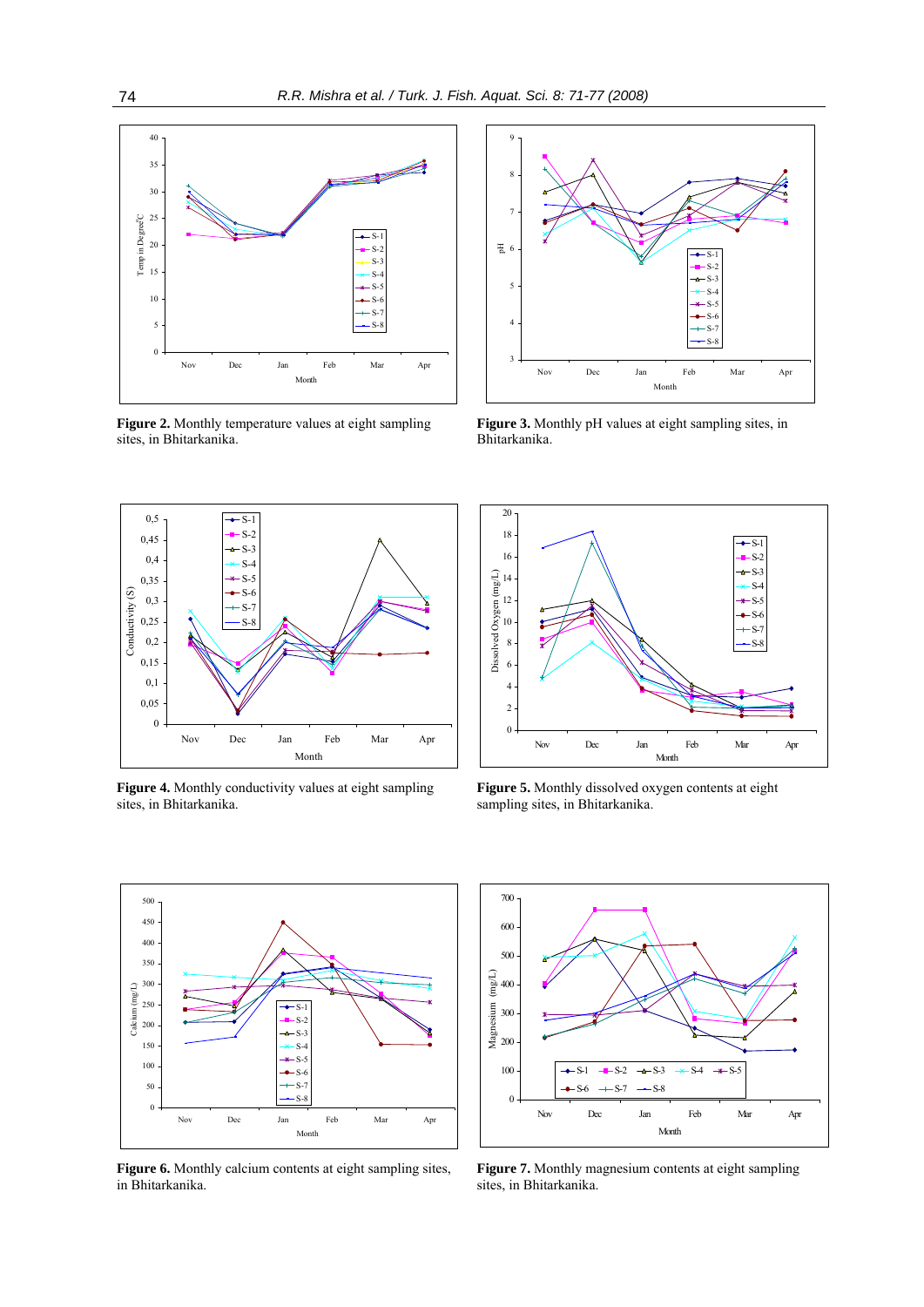**Figure 2.** Monthly temperature values at eight sampling sites, in Bhitarkanika.

**Figure 3.** Monthly pH values at eight sampling sites, in Bhitarkanika.

**Figure 4.** Monthly conductivity values at eight sampling sites, in Bhitarkanika.

**Figure 5.** Monthly dissolved oxygen contents at eight sampling sites, in Bhitarkanika.

**Figure 6.** Monthly calcium contents at eight sampling sites, in Bhitarkanika.

**Figure 7.** Monthly magnesium contents at eight sampling sites, in Bhitarkanika.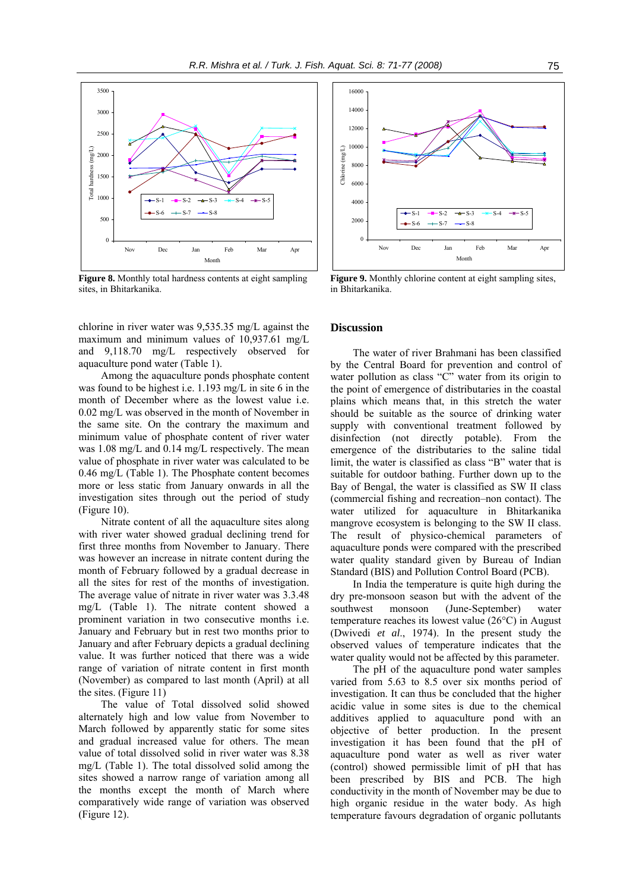Figure 8. Monthly total hardness contents at eight sampling sites, in Bhitarkanika.

Figure 9. Monthly chlorine content at eight sampling sites, in Bhitarkanika.

chlorine in river water was 9,535.35 mg/L against the maximum and minimum values of 10,937.61 mg/L and 9,118.70 mg/L respectively observed for aquaculture pond water (Table 1).

Among the aquaculture ponds phosphate content was found to be highest i.e. 1.193 mg/L in site 6 in the month of December where as the lowest value i.e. 0.02 mg/L was observed in the month of November in the same site. On the contrary the maximum and minimum value of phosphate content of river water was 1.08 mg/L and 0.14 mg/L respectively. The mean value of phosphate in river water was calculated to be 0.46 mg/L (Table 1). The Phosphate content becomes more or less static from January onwards in all the investigation sites through out the period of study (Figure 10).

Nitrate content of all the aquaculture sites along with river water showed gradual declining trend for first three months from November to January. There was however an increase in nitrate content during the month of February followed by a gradual decrease in all the sites for rest of the months of investigation. The average value of nitrate in river water was 3.3.48 mg/L (Table 1). The nitrate content showed a prominent variation in two consecutive months i.e. January and February but in rest two months prior to January and after February depicts a gradual declining value. It was further noticed that there was a wide range of variation of nitrate content in first month (November) as compared to last month (April) at all the sites. (Figure 11)

The value of Total dissolved solid showed alternately high and low value from November to March followed by apparently static for some sites and gradual increased value for others. The mean value of total dissolved solid in river water was 8.38 mg/L (Table 1). The total dissolved solid among the sites showed a narrow range of variation among all the months except the month of March where comparatively wide range of variation was observed (Figure 12).

## Discussion

The water of river Brahmani has been classified by the Central Board for prevention and control of water pollution as class "C" water from its origin to the point of emergence of distributaries in the coastal plains which means that, in this stretch the water should be suitable as the source of drinking water supply with conventional treatment followed by disinfection (not directly potable). From the emergence of the distributaries to the saline tidal limit, the water is classified as class "B" water that is suitable for outdoor bathing. Further down up to the Bay of Bengal, the water is classified as SW II class (commercial fishing and recreation–non contact). The water utilized for aquaculture in Bhitarkanika mangrove ecosystem is belonging to the SW II class. The result of physico-chemical parameters of aquaculture ponds were compared with the prescribed water quality standard given by Bureau of Indian Standard (BIS) and Pollution Control Board (PCB).

In India the temperature is quite high during the dry pre-monsoon season but with the advent of the southwest monsoon (June-September) water temperature reaches its lowest value (26°C) in August (Dwivedi *et al*., 1974). In the present study the observed values of temperature indicates that the water quality would not be affected by this parameter.

The pH of the aquaculture pond water samples varied from 5.63 to 8.5 over six months period of investigation. It can thus be concluded that the higher acidic value in some sites is due to the chemical additives applied to aquaculture pond with an objective of better production. In the present investigation it has been found that the pH of aquaculture pond water as well as river water (control) showed permissible limit of pH that has been prescribed by BIS and PCB. The high conductivity in the month of November may be due to high organic residue in the water body. As high temperature favours degradation of organic pollutants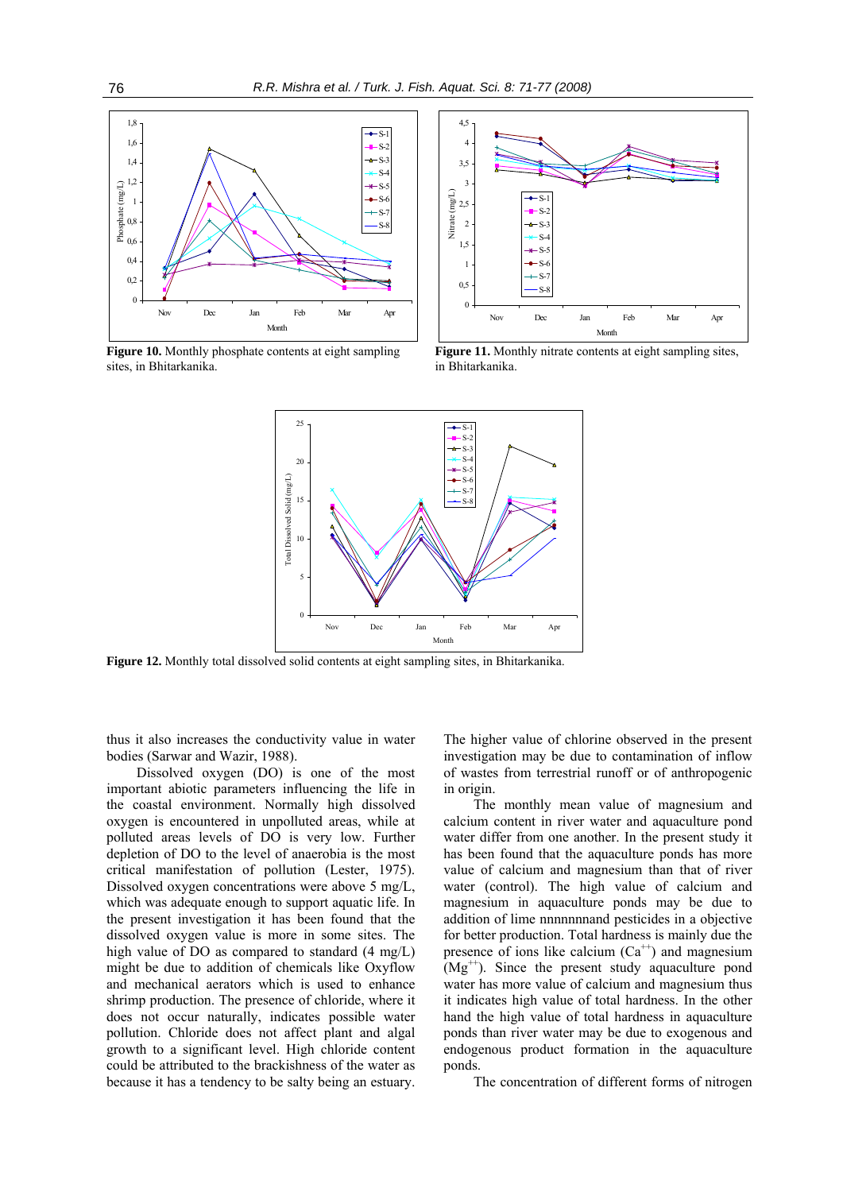**Figure 10.** Monthly phosphate contents at eight sampling sites, in Bhitarkanika.

**Figure 11.** Monthly nitrate contents at eight sampling sites, in Bhitarkanika.

**Figure 12.** Monthly total dissolved solid contents at eight sampling sites, in Bhitarkanika.

thus it also increases the conductivity value in water bodies (Sarwar and Wazir, 1988).

Dissolved oxygen (DO) is one of the most important abiotic parameters influencing the life in the coastal environment. Normally high dissolved oxygen is encountered in unpolluted areas, while at polluted areas levels of DO is very low. Further depletion of DO to the level of anaerobia is the most critical manifestation of pollution (Lester, 1975). Dissolved oxygen concentrations were above 5 mg/L, which was adequate enough to support aquatic life. In the present investigation it has been found that the dissolved oxygen value is more in some sites. The high value of DO as compared to standard (4 mg/L) might be due to addition of chemicals like Oxyflow and mechanical aerators which is used to enhance shrimp production. The presence of chloride, where it does not occur naturally, indicates possible water pollution. Chloride does not affect plant and algal growth to a significant level. High chloride content could be attributed to the brackishness of the water as because it has a tendency to be salty being an estuary. The higher value of chlorine observed in the present investigation may be due to contamination of inflow of wastes from terrestrial runoff or of anthropogenic in origin.

The monthly mean value of magnesium and calcium content in river water and aquaculture pond water differ from one another. In the present study it has been found that the aquaculture ponds has more value of calcium and magnesium than that of river water (control). The high value of calcium and magnesium in aquaculture ponds may be due to addition of lime nnnnnnnand pesticides in a objective for better production. Total hardness is mainly due the presence of ions like calcium ($Ca^{++}$) and magnesium ($Mg^{++}$). Since the present study aquaculture pond water has more value of calcium and magnesium thus it indicates high value of total hardness. In the other hand the high value of total hardness in aquaculture ponds than river water may be due to exogenous and endogenous product formation in the aquaculture ponds.

The concentration of different forms of nitrogen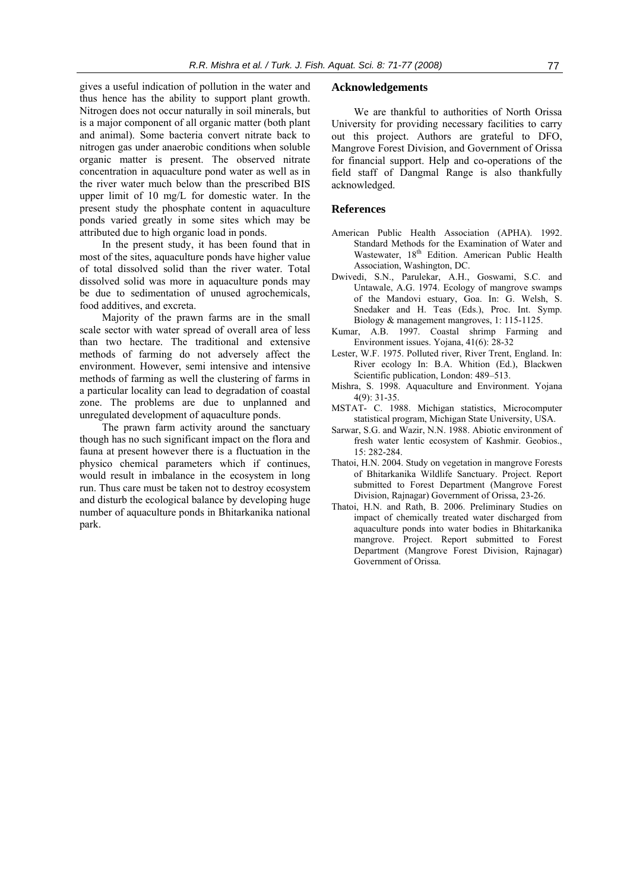gives a useful indication of pollution in the water and thus hence has the ability to support plant growth. Nitrogen does not occur naturally in soil minerals, but is a major component of all organic matter (both plant and animal). Some bacteria convert nitrate back to nitrogen gas under anaerobic conditions when soluble organic matter is present. The observed nitrate concentration in aquaculture pond water as well as in the river water much below than the prescribed BIS upper limit of 10 mg/L for domestic water. In the present study the phosphate content in aquaculture ponds varied greatly in some sites which may be attributed due to high organic load in ponds.

In the present study, it has been found that in most of the sites, aquaculture ponds have higher value of total dissolved solid than the river water. Total dissolved solid was more in aquaculture ponds may be due to sedimentation of unused agrochemicals, food additives, and excreta.

Majority of the prawn farms are in the small scale sector with water spread of overall area of less than two hectare. The traditional and extensive methods of farming do not adversely affect the environment. However, semi intensive and intensive methods of farming as well the clustering of farms in a particular locality can lead to degradation of coastal zone. The problems are due to unplanned and unregulated development of aquaculture ponds.

The prawn farm activity around the sanctuary though has no such significant impact on the flora and fauna at present however there is a fluctuation in the physico chemical parameters which if continues, would result in imbalance in the ecosystem in long run. Thus care must be taken not to destroy ecosystem and disturb the ecological balance by developing huge number of aquaculture ponds in Bhitarkanika national park.

## Acknowledgements

We are thankful to authorities of North Orissa University for providing necessary facilities to carry out this project. Authors are grateful to DFO, Mangrove Forest Division, and Government of Orissa for financial support. Help and co-operations of the field staff of Dangmal Range is also thankfully acknowledged.

## References

American Public Health Association (APHA). 1992. Standard Methods for the Examination of Water and Wastewater, 18th Edition. American Public Health Association, Washington, DC.

Dwivedi, S.N., Parulekar, A.H., Goswami, S.C. and Untawale, A.G. 1974. Ecology of mangrove swamps of the Mandovi estuary, Goa. In: G. Welsh, S. Snedaker and H. Teas (Eds.), Proc. Int. Symp. Biology & management mangroves, 1: 115-1125.

Kumar, A.B. 1997. Coastal shrimp Farming and Environment issues. Yojana, 41(6): 28-32

Lester, W.F. 1975. Polluted river, River Trent, England. In: River ecology In: B.A. Whition (Ed.), Blackwen Scientific publication, London: 489–513.

Mishra, S. 1998. Aquaculture and Environment. Yojana 4(9): 31-35.

MSTAT- C. 1988. Michigan statistics, Microcomputer statistical program, Michigan State University, USA.

Sarwar, S.G. and Wazir, N.N. 1988. Abiotic environment of fresh water lentic ecosystem of Kashmir. Geobios., 15: 282-284.

Thatoi, H.N. 2004. Study on vegetation in mangrove Forests of Bhitarkanika Wildlife Sanctuary. Project. Report submitted to Forest Department (Mangrove Forest Division, Rajnagar) Government of Orissa, 23-26.

Thatoi, H.N. and Rath, B. 2006. Preliminary Studies on impact of chemically treated water discharged from aquaculture ponds into water bodies in Bhitarkanika mangrove. Project. Report submitted to Forest Department (Mangrove Forest Division, Rajnagar) Government of Orissa.